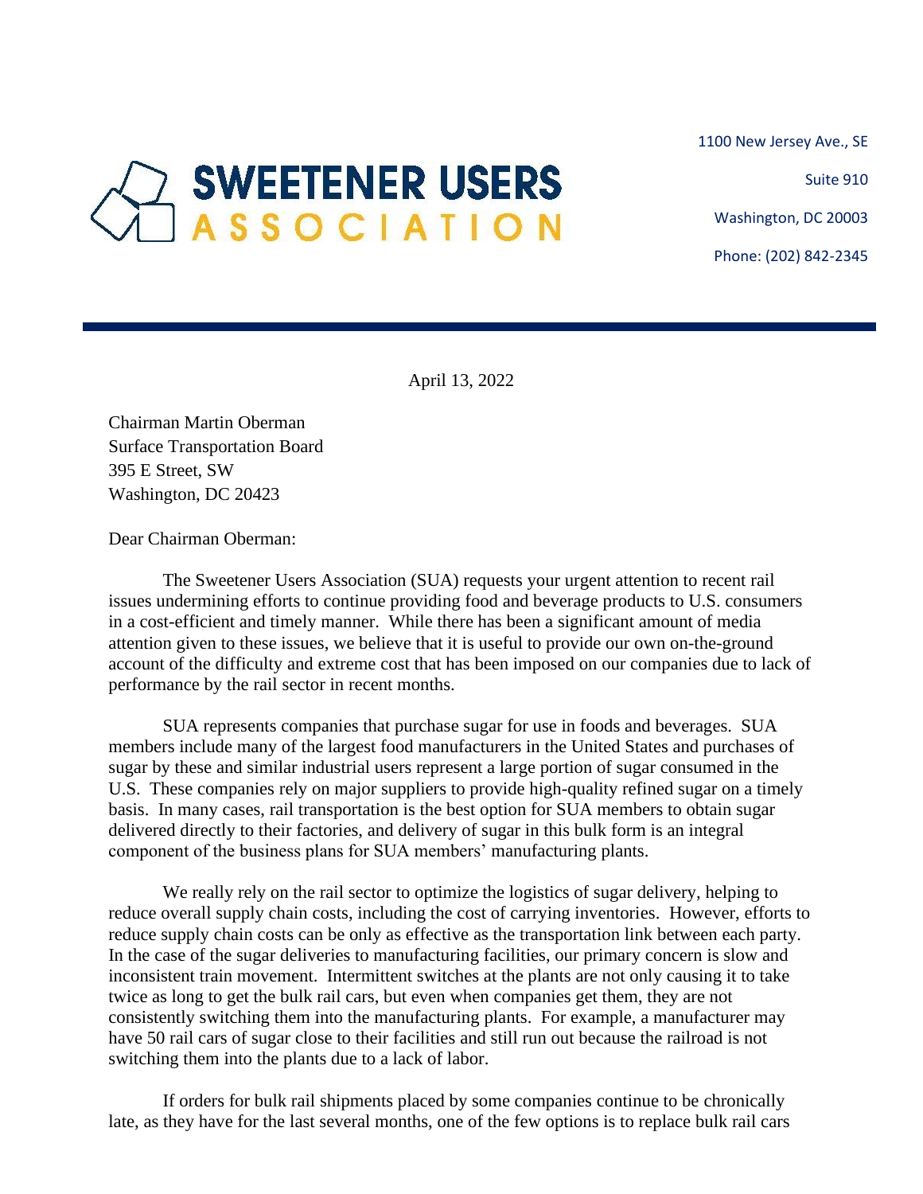# SWEETENER USERS ASSOCIATION

1100 New Jersey Ave., SE

Suite 910

Washington, DC 20003

Phone: (202) 842-2345

April 13, 2022

Chairman Martin Oberman
Surface Transportation Board
395 E Street, SW
Washington, DC 20423

Dear Chairman Oberman:

The Sweetener Users Association (SUA) requests your urgent attention to recent rail issues undermining efforts to continue providing food and beverage products to U.S. consumers in a cost-efficient and timely manner. While there has been a significant amount of media attention given to these issues, we believe that it is useful to provide our own on-the-ground account of the difficulty and extreme cost that has been imposed on our companies due to lack of performance by the rail sector in recent months.

SUA represents companies that purchase sugar for use in foods and beverages. SUA members include many of the largest food manufacturers in the United States and purchases of sugar by these and similar industrial users represent a large portion of sugar consumed in the U.S. These companies rely on major suppliers to provide high-quality refined sugar on a timely basis. In many cases, rail transportation is the best option for SUA members to obtain sugar delivered directly to their factories, and delivery of sugar in this bulk form is an integral component of the business plans for SUA members' manufacturing plants.

We really rely on the rail sector to optimize the logistics of sugar delivery, helping to reduce overall supply chain costs, including the cost of carrying inventories. However, efforts to reduce supply chain costs can be only as effective as the transportation link between each party. In the case of the sugar deliveries to manufacturing facilities, our primary concern is slow and inconsistent train movement. Intermittent switches at the plants are not only causing it to take twice as long to get the bulk rail cars, but even when companies get them, they are not consistently switching them into the manufacturing plants. For example, a manufacturer may have 50 rail cars of sugar close to their facilities and still run out because the railroad is not switching them into the plants due to a lack of labor.

If orders for bulk rail shipments placed by some companies continue to be chronically late, as they have for the last several months, one of the few options is to replace bulk rail cars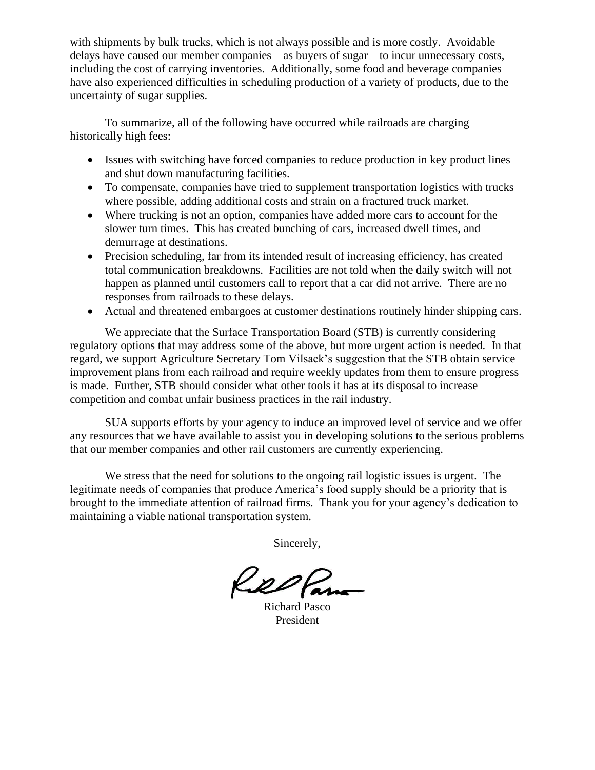with shipments by bulk trucks, which is not always possible and is more costly. Avoidable delays have caused our member companies – as buyers of sugar – to incur unnecessary costs, including the cost of carrying inventories. Additionally, some food and beverage companies have also experienced difficulties in scheduling production of a variety of products, due to the uncertainty of sugar supplies.

To summarize, all of the following have occurred while railroads are charging historically high fees:

- Issues with switching have forced companies to reduce production in key product lines and shut down manufacturing facilities.
- To compensate, companies have tried to supplement transportation logistics with trucks where possible, adding additional costs and strain on a fractured truck market.
- Where trucking is not an option, companies have added more cars to account for the slower turn times. This has created bunching of cars, increased dwell times, and demurrage at destinations.
- Precision scheduling, far from its intended result of increasing efficiency, has created total communication breakdowns. Facilities are not told when the daily switch will not happen as planned until customers call to report that a car did not arrive. There are no responses from railroads to these delays.
- Actual and threatened embargoes at customer destinations routinely hinder shipping cars.

We appreciate that the Surface Transportation Board (STB) is currently considering regulatory options that may address some of the above, but more urgent action is needed. In that regard, we support Agriculture Secretary Tom Vilsack's suggestion that the STB obtain service improvement plans from each railroad and require weekly updates from them to ensure progress is made. Further, STB should consider what other tools it has at its disposal to increase competition and combat unfair business practices in the rail industry.

SUA supports efforts by your agency to induce an improved level of service and we offer any resources that we have available to assist you in developing solutions to the serious problems that our member companies and other rail customers are currently experiencing.

We stress that the need for solutions to the ongoing rail logistic issues is urgent. The legitimate needs of companies that produce America's food supply should be a priority that is brought to the immediate attention of railroad firms. Thank you for your agency's dedication to maintaining a viable national transportation system.

Sincerely,

Richard Pasco
President